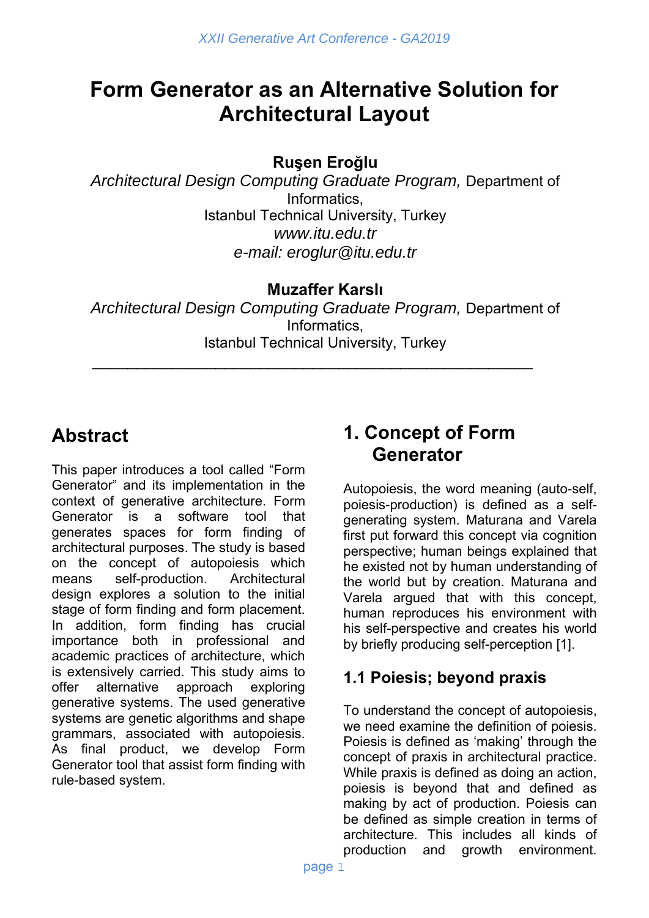# Form Generator as an Alternative Solution for Architectural Layout

**Ruşen Eroğlu**

*Architectural Design Computing Graduate Program,* Department of Informatics,
Istanbul Technical University, Turkey
*www.itu.edu.tr*
*e-mail: eroglur@itu.edu.tr*

**Muzaffer Karslı**

*Architectural Design Computing Graduate Program,* Department of Informatics,
Istanbul Technical University, Turkey

---

## Abstract

This paper introduces a tool called "Form Generator" and its implementation in the context of generative architecture. Form Generator is a software tool that generates spaces for form finding of architectural purposes. The study is based on the concept of autopoiesis which means self-production. Architectural design explores a solution to the initial stage of form finding and form placement. In addition, form finding has crucial importance both in professional and academic practices of architecture, which is extensively carried. This study aims to offer alternative approach exploring generative systems. The used generative systems are genetic algorithms and shape grammars, associated with autopoiesis. As final product, we develop Form Generator tool that assist form finding with rule-based system.

## 1. Concept of Form Generator

Autopoiesis, the word meaning (auto-self, poiesis-production) is defined as a self-generating system. Maturana and Varela first put forward this concept via cognition perspective; human beings explained that he existed not by human understanding of the world but by creation. Maturana and Varela argued that with this concept, human reproduces his environment with his self-perspective and creates his world by briefly producing self-perception [1].

### 1.1 Poiesis; beyond praxis

To understand the concept of autopoiesis, we need examine the definition of poiesis. Poiesis is defined as 'making' through the concept of praxis in architectural practice. While praxis is defined as doing an action, poiesis is beyond that and defined as making by act of production. Poiesis can be defined as simple creation in terms of architecture. This includes all kinds of production and growth environment.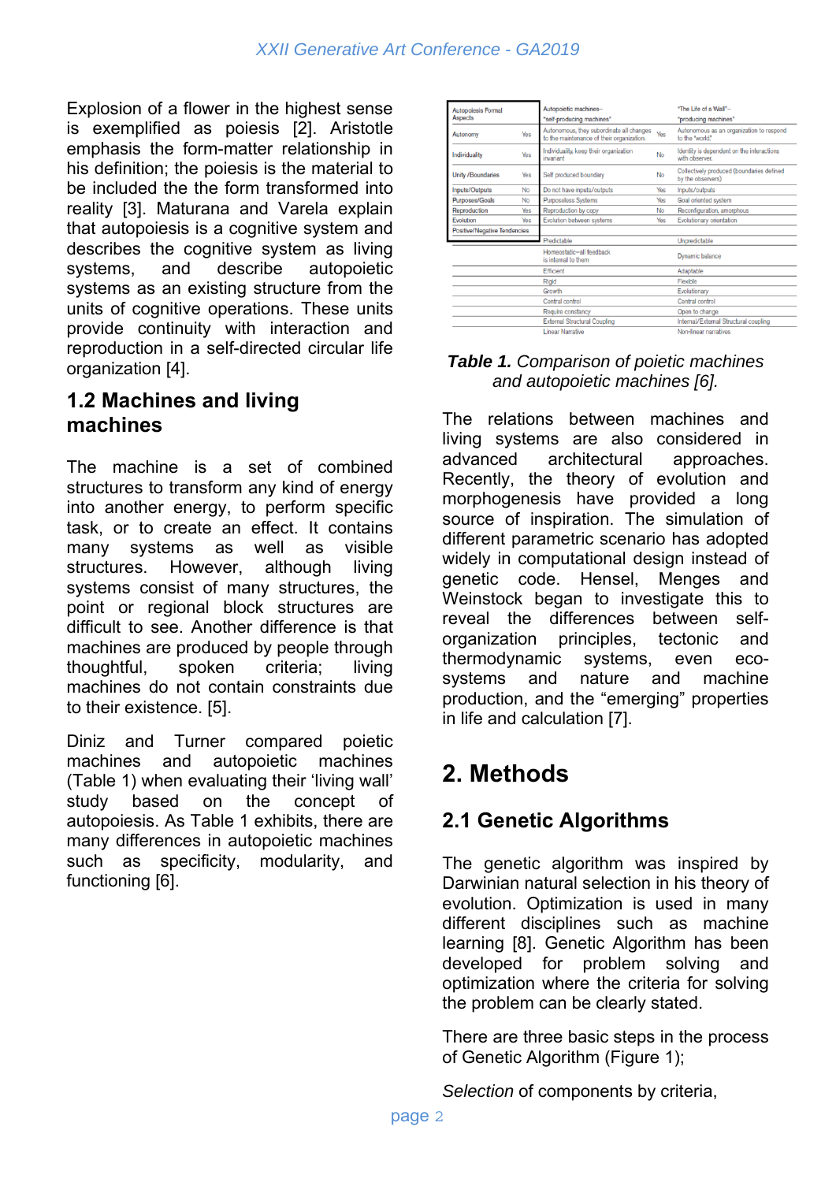Explosion of a flower in the highest sense is exemplified as poiesis [2]. Aristotle emphasis the form-matter relationship in his definition; the poiesis is the material to be included the the form transformed into reality [3]. Maturana and Varela explain that autopoiesis is a cognitive system and describes the cognitive system as living systems, and describe autopoietic systems as an existing structure from the units of cognitive operations. These units provide continuity with interaction and reproduction in a self-directed circular life organization [4].

## 1.2 Machines and living machines

The machine is a set of combined structures to transform any kind of energy into another energy, to perform specific task, or to create an effect. It contains many systems as well as visible structures. However, although living systems consist of many structures, the point or regional block structures are difficult to see. Another difference is that machines are produced by people through thoughtful, spoken criteria; living machines do not contain constraints due to their existence. [5].

Diniz and Turner compared poietic machines and autopoietic machines (Table 1) when evaluating their 'living wall' study based on the concept of autopoiesis. As Table 1 exhibits, there are many differences in autopoietic machines such as specificity, modularity, and functioning [6].

| Autopoiesis Formal Aspects | | Autopoietic machines– "self-producing machines" | | "The Life of a Wall"– "producing machines" |
|---|---|---|---|---|
| Autonomy | Yes | Autonomous, they subordinate all changes to the maintenance of their organization. | Yes | Autonomous as an organization to respond to the "world" |
| Individuality | Yes | Individuality, keep their organization invariant | No | Identity is dependent on the interactions with observer. |
| Unity /Boundaries | Yes | Self produced boundary | No | Collectively produced (boundaries defined by the observers) |
| Inputs/Outputs | No | Do not have inputs/outputs | Yes | Inputs/outputs |
| Purposes/Goals | No | Purposeless Systems | Yes | Goal oriented system |
| Reproduction | Yes | Reproduction by copy | No | Reconfiguration, amorphous |
| Evolution | Yes | Evolution between systems | Yes | Evolutionary orientation |
| Positive/Negative Tendencies | | | | |
| | | Predictable | | Unpredictable |
| | | Homeostatic–all feedback is internal to them | | Dynamic balance |
| | | Efficient | | Adaptable |
| | | Rigid | | Flexible |
| | | Growth | | Evolutionary |
| | | Central control | | Central control |
| | | Require constancy | | Open to change |
| | | External Structural Coupling | | Internal/External Structural coupling |
| | | Linear Narrative | | Non-linear narratives |

***Table 1.*** *Comparison of poietic machines and autopoietic machines [6].*

The relations between machines and living systems are also considered in advanced architectural approaches. Recently, the theory of evolution and morphogenesis have provided a long source of inspiration. The simulation of different parametric scenario has adopted widely in computational design instead of genetic code. Hensel, Menges and Weinstock began to investigate this to reveal the differences between self-organization principles, tectonic and thermodynamic systems, even eco-systems and nature and machine production, and the "emerging" properties in life and calculation [7].

# 2. Methods

## 2.1 Genetic Algorithms

The genetic algorithm was inspired by Darwinian natural selection in his theory of evolution. Optimization is used in many different disciplines such as machine learning [8]. Genetic Algorithm has been developed for problem solving and optimization where the criteria for solving the problem can be clearly stated.

There are three basic steps in the process of Genetic Algorithm (Figure 1);

*Selection* of components by criteria,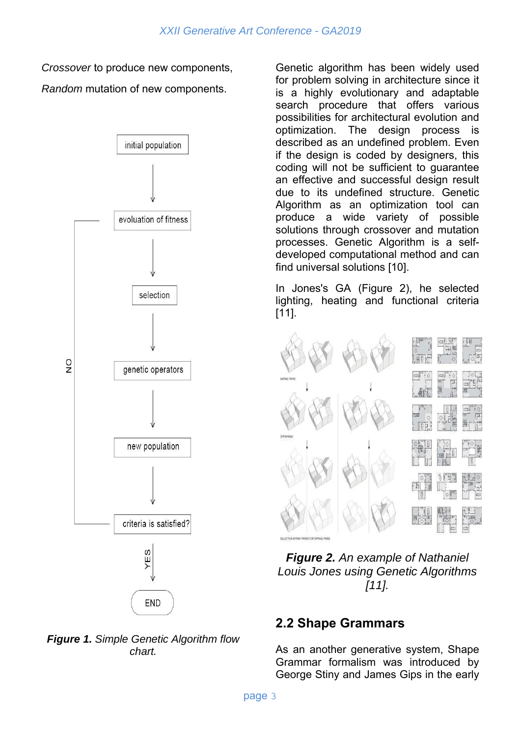*Crossover* to produce new components,

*Random* mutation of new components.

**Figure 1.** *Simple Genetic Algorithm flow chart.*

Genetic algorithm has been widely used for problem solving in architecture since it is a highly evolutionary and adaptable search procedure that offers various possibilities for architectural evolution and optimization. The design process is described as an undefined problem. Even if the design is coded by designers, this coding will not be sufficient to guarantee an effective and successful design result due to its undefined structure. Genetic Algorithm as an optimization tool can produce a wide variety of possible solutions through crossover and mutation processes. Genetic Algorithm is a self-developed computational method and can find universal solutions [10].

In Jones's GA (Figure 2), he selected lighting, heating and functional criteria [11].

**Figure 2.** *An example of Nathaniel Louis Jones using Genetic Algorithms [11].*

## 2.2 Shape Grammars

As an another generative system, Shape Grammar formalism was introduced by George Stiny and James Gips in the early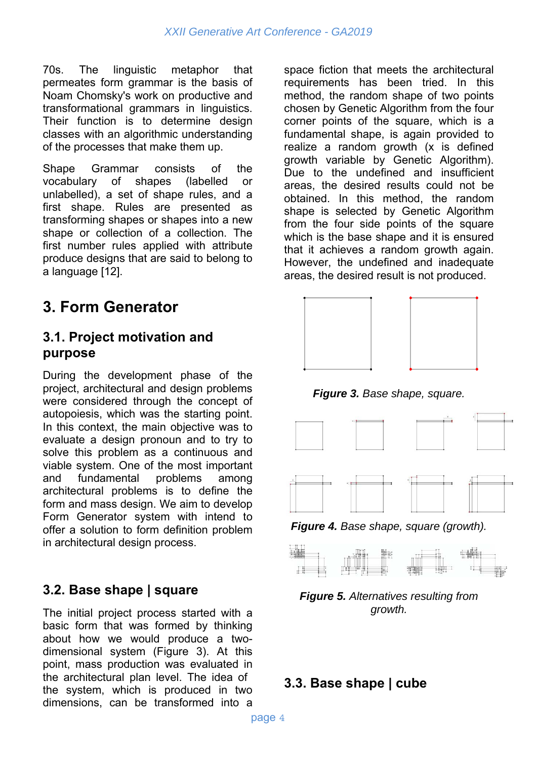70s. The linguistic metaphor that permeates form grammar is the basis of Noam Chomsky's work on productive and transformational grammars in linguistics. Their function is to determine design classes with an algorithmic understanding of the processes that make them up.

Shape Grammar consists of the vocabulary of shapes (labelled or unlabelled), a set of shape rules, and a first shape. Rules are presented as transforming shapes or shapes into a new shape or collection of a collection. The first number rules applied with attribute produce designs that are said to belong to a language [12].

## 3. Form Generator

### 3.1. Project motivation and purpose

During the development phase of the project, architectural and design problems were considered through the concept of autopoiesis, which was the starting point. In this context, the main objective was to evaluate a design pronoun and to try to solve this problem as a continuous and viable system. One of the most important and fundamental problems among architectural problems is to define the form and mass design. We aim to develop Form Generator system with intend to offer a solution to form definition problem in architectural design process.

### 3.2. Base shape | square

The initial project process started with a basic form that was formed by thinking about how we would produce a two-dimensional system (Figure 3). At this point, mass production was evaluated in the architectural plan level. The idea of the system, which is produced in two dimensions, can be transformed into a space fiction that meets the architectural requirements has been tried. In this method, the random shape of two points chosen by Genetic Algorithm from the four corner points of the square, which is a fundamental shape, is again provided to realize a random growth (x is defined growth variable by Genetic Algorithm). Due to the undefined and insufficient areas, the desired results could not be obtained. In this method, the random shape is selected by Genetic Algorithm from the four side points of the square which is the base shape and it is ensured that it achieves a random growth again. However, the undefined and inadequate areas, the desired result is not produced.

***Figure 3.*** *Base shape, square.*

***Figure 4.*** *Base shape, square (growth).*

***Figure 5.*** *Alternatives resulting from growth.*

### 3.3. Base shape | cube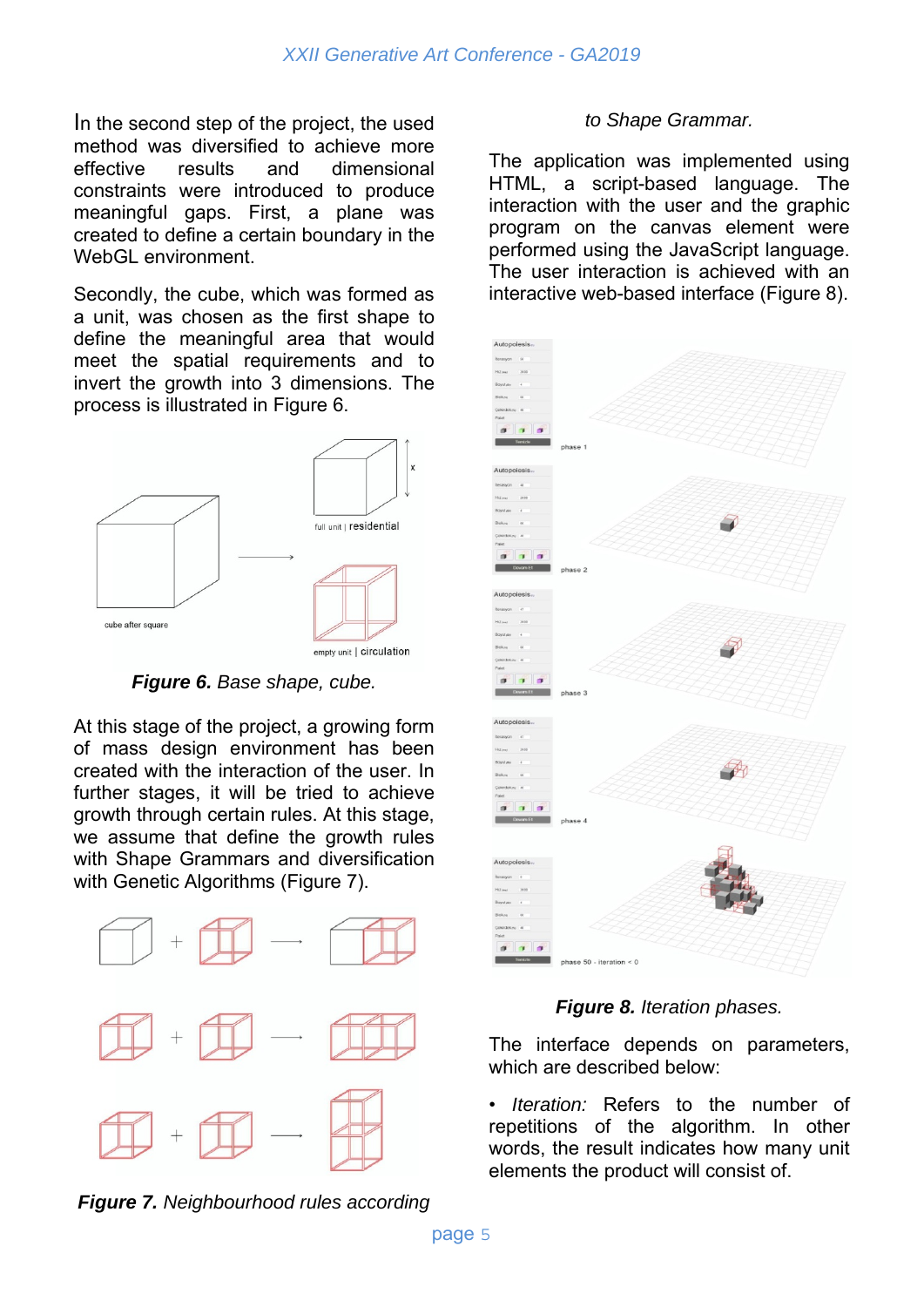In the second step of the project, the used method was diversified to achieve more effective results and dimensional constraints were introduced to produce meaningful gaps. First, a plane was created to define a certain boundary in the WebGL environment.

Secondly, the cube, which was formed as a unit, was chosen as the first shape to define the meaningful area that would meet the spatial requirements and to invert the growth into 3 dimensions. The process is illustrated in Figure 6.

***Figure 6.*** *Base shape, cube.*

At this stage of the project, a growing form of mass design environment has been created with the interaction of the user. In further stages, it will be tried to achieve growth through certain rules. At this stage, we assume that define the growth rules with Shape Grammars and diversification with Genetic Algorithms (Figure 7).

***Figure 7.*** *Neighbourhood rules according to Shape Grammar.*

The application was implemented using HTML, a script-based language. The interaction with the user and the graphic program on the canvas element were performed using the JavaScript language. The user interaction is achieved with an interactive web-based interface (Figure 8).

***Figure 8.*** *Iteration phases.*

The interface depends on parameters, which are described below:

- *Iteration:* Refers to the number of repetitions of the algorithm. In other words, the result indicates how many unit elements the product will consist of.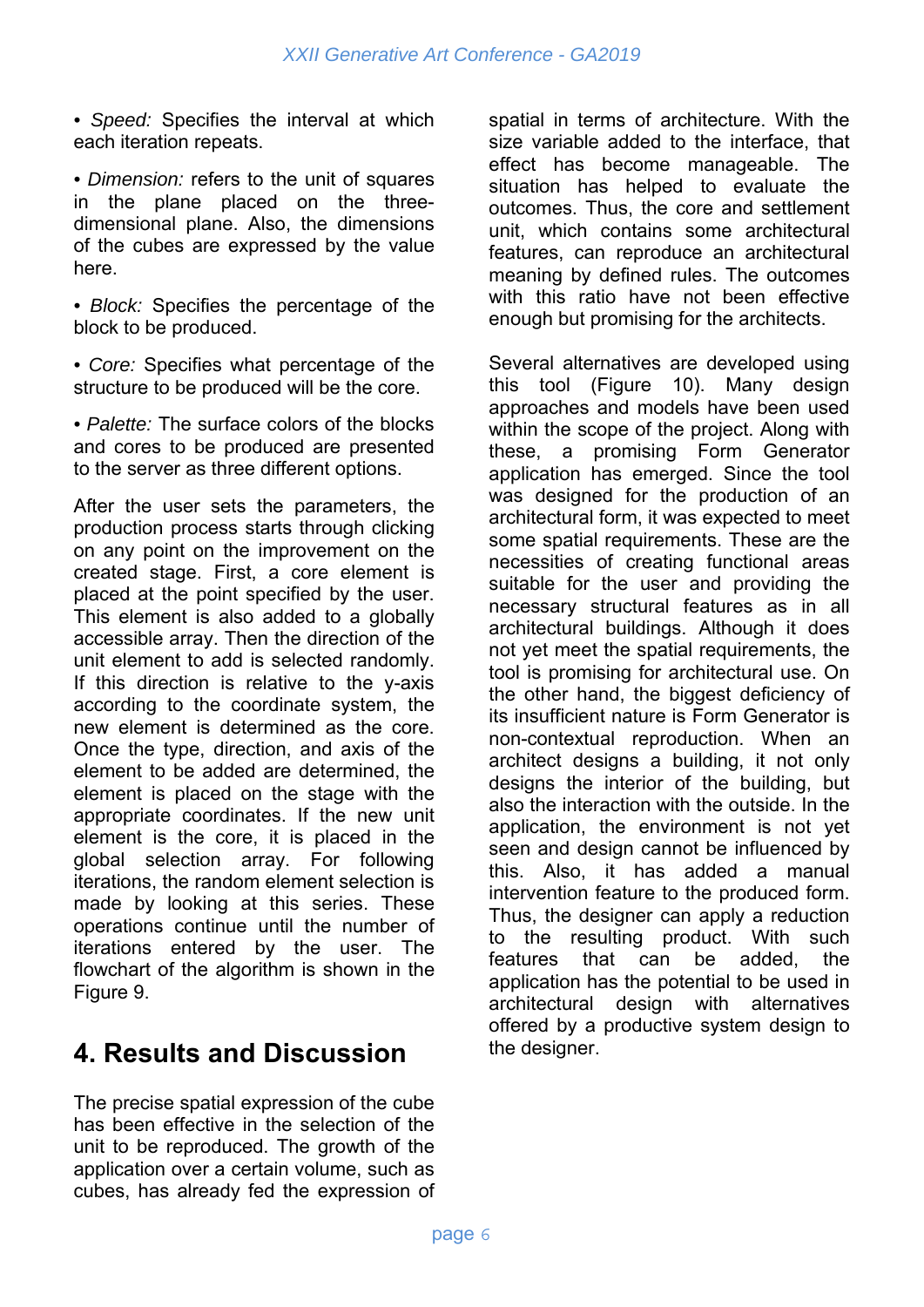• *Speed:* Specifies the interval at which each iteration repeats.

• *Dimension:* refers to the unit of squares in the plane placed on the three-dimensional plane. Also, the dimensions of the cubes are expressed by the value here.

• *Block:* Specifies the percentage of the block to be produced.

• *Core:* Specifies what percentage of the structure to be produced will be the core.

• *Palette:* The surface colors of the blocks and cores to be produced are presented to the server as three different options.

After the user sets the parameters, the production process starts through clicking on any point on the improvement on the created stage. First, a core element is placed at the point specified by the user. This element is also added to a globally accessible array. Then the direction of the unit element to add is selected randomly. If this direction is relative to the y-axis according to the coordinate system, the new element is determined as the core. Once the type, direction, and axis of the element to be added are determined, the element is placed on the stage with the appropriate coordinates. If the new unit element is the core, it is placed in the global selection array. For following iterations, the random element selection is made by looking at this series. These operations continue until the number of iterations entered by the user. The flowchart of the algorithm is shown in the Figure 9.

## 4. Results and Discussion

The precise spatial expression of the cube has been effective in the selection of the unit to be reproduced. The growth of the application over a certain volume, such as cubes, has already fed the expression of spatial in terms of architecture. With the size variable added to the interface, that effect has become manageable. The situation has helped to evaluate the outcomes. Thus, the core and settlement unit, which contains some architectural features, can reproduce an architectural meaning by defined rules. The outcomes with this ratio have not been effective enough but promising for the architects.

Several alternatives are developed using this tool (Figure 10). Many design approaches and models have been used within the scope of the project. Along with these, a promising Form Generator application has emerged. Since the tool was designed for the production of an architectural form, it was expected to meet some spatial requirements. These are the necessities of creating functional areas suitable for the user and providing the necessary structural features as in all architectural buildings. Although it does not yet meet the spatial requirements, the tool is promising for architectural use. On the other hand, the biggest deficiency of its insufficient nature is Form Generator is non-contextual reproduction. When an architect designs a building, it not only designs the interior of the building, but also the interaction with the outside. In the application, the environment is not yet seen and design cannot be influenced by this. Also, it has added a manual intervention feature to the produced form. Thus, the designer can apply a reduction to the resulting product. With such features that can be added, the application has the potential to be used in architectural design with alternatives offered by a productive system design to the designer.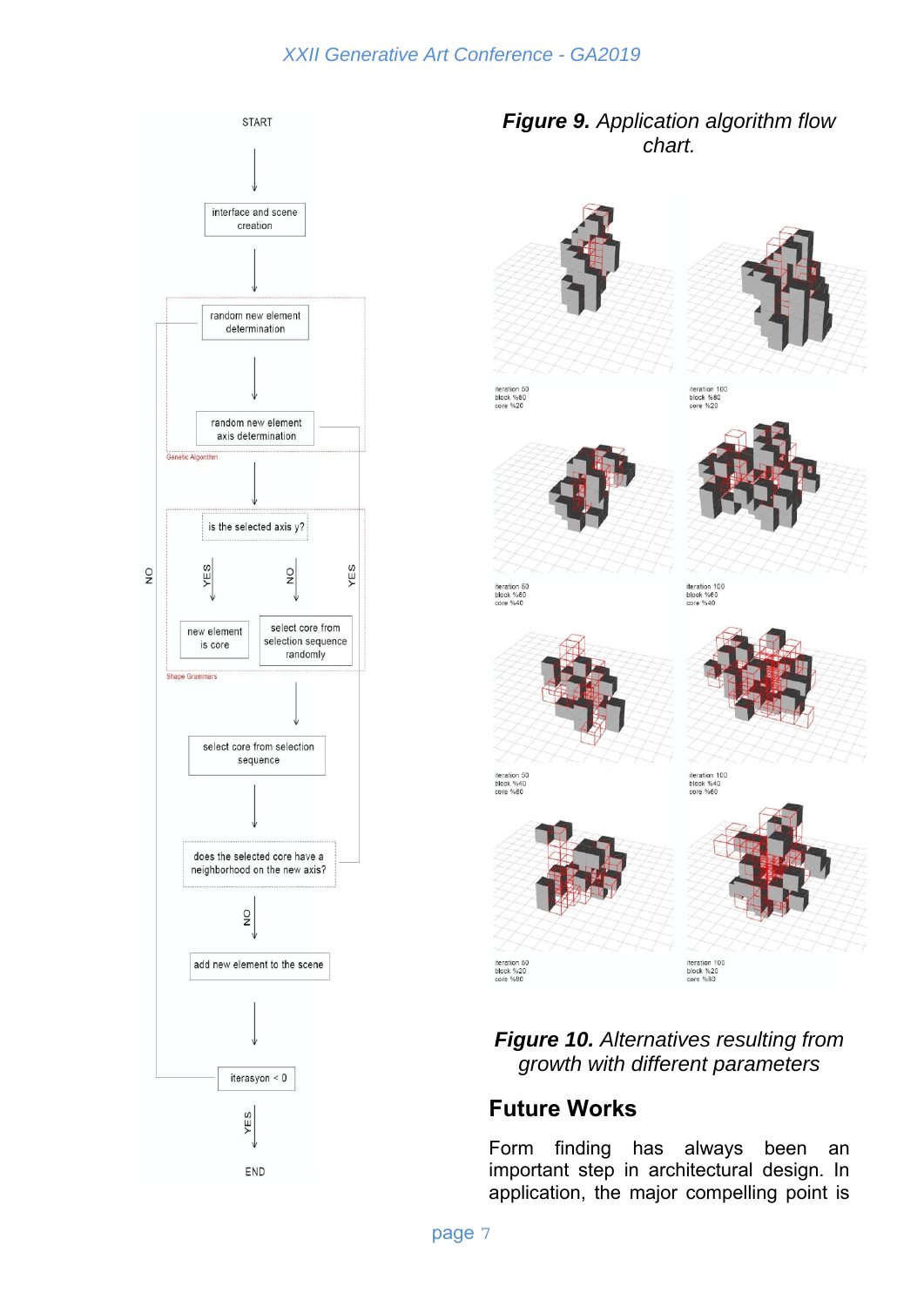**Figure 9.** *Application algorithm flow chart.*

**Figure 10.** *Alternatives resulting from growth with different parameters*

## Future Works

Form finding has always been an important step in architectural design. In application, the major compelling point is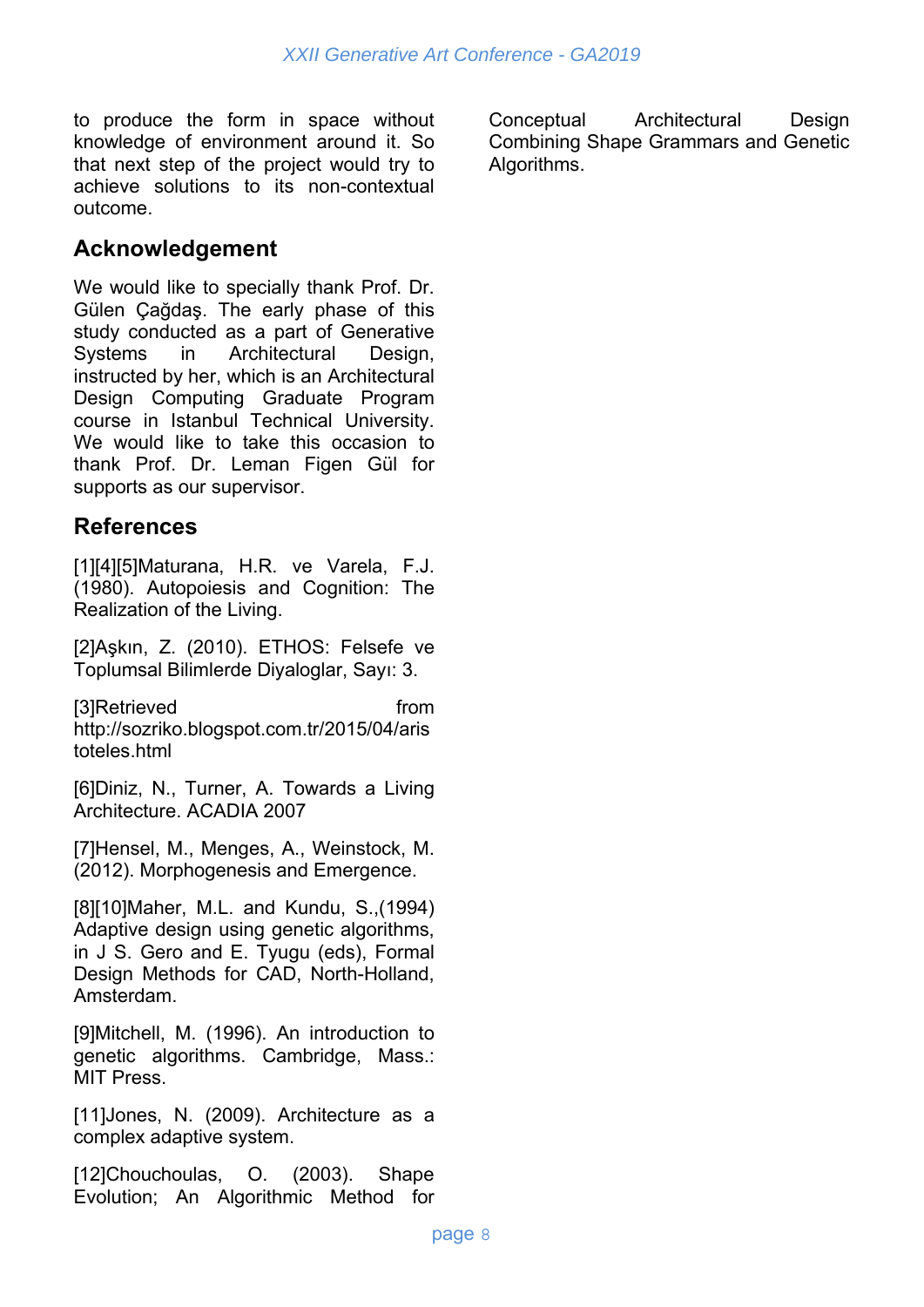to produce the form in space without knowledge of environment around it. So that next step of the project would try to achieve solutions to its non-contextual outcome.

## Acknowledgement

We would like to specially thank Prof. Dr. Gülen Çağdaş. The early phase of this study conducted as a part of Generative Systems in Architectural Design, instructed by her, which is an Architectural Design Computing Graduate Program course in Istanbul Technical University. We would like to take this occasion to thank Prof. Dr. Leman Figen Gül for supports as our supervisor.

## References

[1][4][5]Maturana, H.R. ve Varela, F.J. (1980). Autopoiesis and Cognition: The Realization of the Living.

[2]Aşkın, Z. (2010). ETHOS: Felsefe ve Toplumsal Bilimlerde Diyaloglar, Sayı: 3.

[3]Retrieved from http://sozriko.blogspot.com.tr/2015/04/aristoteles.html

[6]Diniz, N., Turner, A. Towards a Living Architecture. ACADIA 2007

[7]Hensel, M., Menges, A., Weinstock, M. (2012). Morphogenesis and Emergence.

[8][10]Maher, M.L. and Kundu, S.,(1994) Adaptive design using genetic algorithms, in J S. Gero and E. Tyugu (eds), Formal Design Methods for CAD, North-Holland, Amsterdam.

[9]Mitchell, M. (1996). An introduction to genetic algorithms. Cambridge, Mass.: MIT Press.

[11]Jones, N. (2009). Architecture as a complex adaptive system.

[12]Chouchoulas, O. (2003). Shape Evolution; An Algorithmic Method for Conceptual Architectural Design Combining Shape Grammars and Genetic Algorithms.